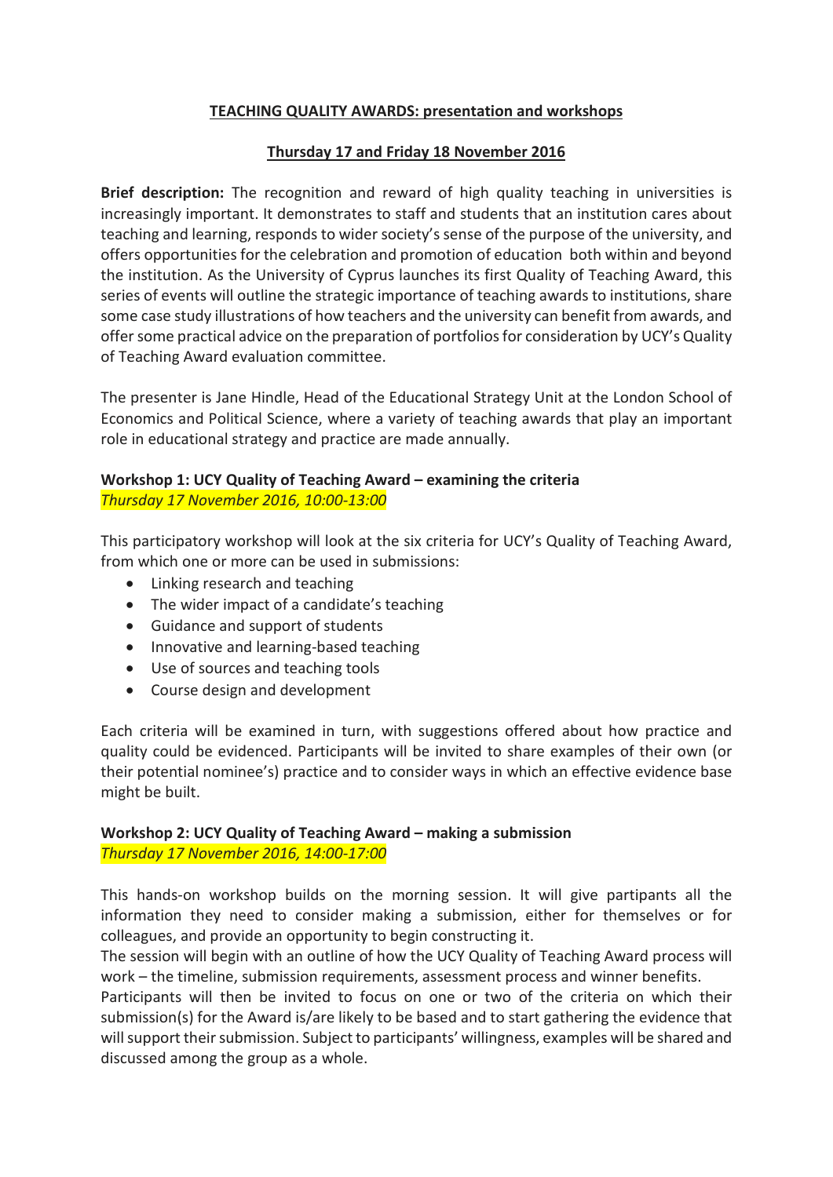**TEACHING QUALITY AWARDS: presentation and workshops**

**Thursday 17 and Friday 18 November 2016**

**Brief description:** The recognition and reward of high quality teaching in universities is increasingly important. It demonstrates to staff and students that an institution cares about teaching and learning, responds to wider society's sense of the purpose of the university, and offers opportunities for the celebration and promotion of education both within and beyond the institution. As the University of Cyprus launches its first Quality of Teaching Award, this series of events will outline the strategic importance of teaching awards to institutions, share some case study illustrations of how teachers and the university can benefit from awards, and offer some practical advice on the preparation of portfolios for consideration by UCY's Quality of Teaching Award evaluation committee.

The presenter is Jane Hindle, Head of the Educational Strategy Unit at the London School of Economics and Political Science, where a variety of teaching awards that play an important role in educational strategy and practice are made annually.

**Workshop 1: UCY Quality of Teaching Award – examining the criteria**
*Thursday 17 November 2016, 10:00-13:00*

This participatory workshop will look at the six criteria for UCY's Quality of Teaching Award, from which one or more can be used in submissions:

- Linking research and teaching
- The wider impact of a candidate's teaching
- Guidance and support of students
- Innovative and learning-based teaching
- Use of sources and teaching tools
- Course design and development

Each criteria will be examined in turn, with suggestions offered about how practice and quality could be evidenced. Participants will be invited to share examples of their own (or their potential nominee's) practice and to consider ways in which an effective evidence base might be built.

**Workshop 2: UCY Quality of Teaching Award – making a submission**
*Thursday 17 November 2016, 14:00-17:00*

This hands-on workshop builds on the morning session. It will give partipants all the information they need to consider making a submission, either for themselves or for colleagues, and provide an opportunity to begin constructing it.
The session will begin with an outline of how the UCY Quality of Teaching Award process will work – the timeline, submission requirements, assessment process and winner benefits.
Participants will then be invited to focus on one or two of the criteria on which their submission(s) for the Award is/are likely to be based and to start gathering the evidence that will support their submission. Subject to participants' willingness, examples will be shared and discussed among the group as a whole.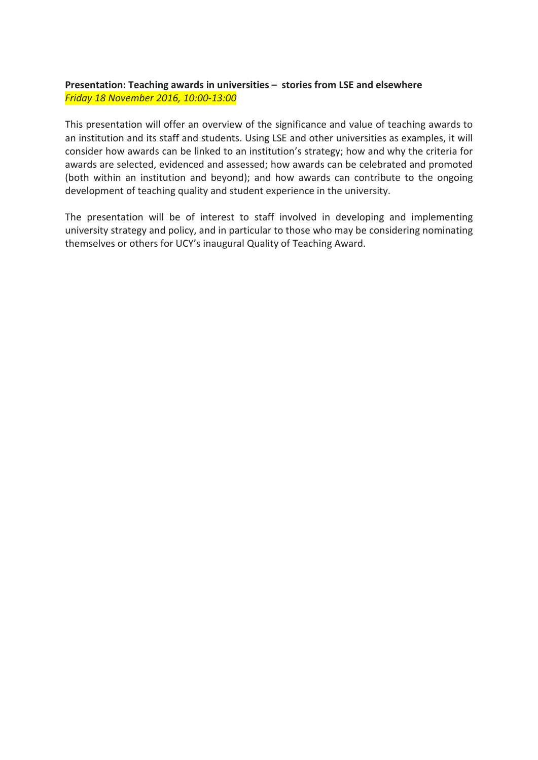**Presentation: Teaching awards in universities – stories from LSE and elsewhere**
*Friday 18 November 2016, 10:00-13:00*

This presentation will offer an overview of the significance and value of teaching awards to an institution and its staff and students. Using LSE and other universities as examples, it will consider how awards can be linked to an institution's strategy; how and why the criteria for awards are selected, evidenced and assessed; how awards can be celebrated and promoted (both within an institution and beyond); and how awards can contribute to the ongoing development of teaching quality and student experience in the university.

The presentation will be of interest to staff involved in developing and implementing university strategy and policy, and in particular to those who may be considering nominating themselves or others for UCY's inaugural Quality of Teaching Award.